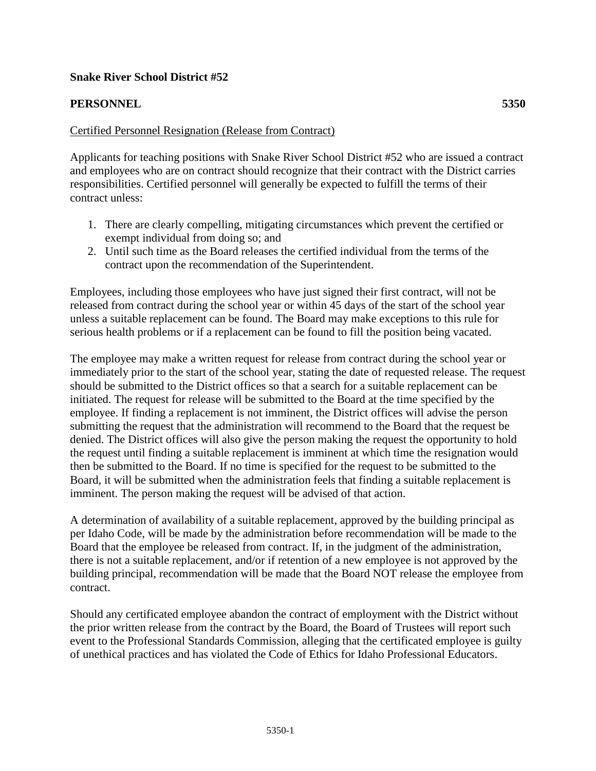**Snake River School District #52**

**PERSONNEL** **5350**

Certified Personnel Resignation (Release from Contract)

Applicants for teaching positions with Snake River School District #52 who are issued a contract and employees who are on contract should recognize that their contract with the District carries responsibilities. Certified personnel will generally be expected to fulfill the terms of their contract unless:

1. There are clearly compelling, mitigating circumstances which prevent the certified or exempt individual from doing so; and
2. Until such time as the Board releases the certified individual from the terms of the contract upon the recommendation of the Superintendent.

Employees, including those employees who have just signed their first contract, will not be released from contract during the school year or within 45 days of the start of the school year unless a suitable replacement can be found. The Board may make exceptions to this rule for serious health problems or if a replacement can be found to fill the position being vacated.

The employee may make a written request for release from contract during the school year or immediately prior to the start of the school year, stating the date of requested release. The request should be submitted to the District offices so that a search for a suitable replacement can be initiated. The request for release will be submitted to the Board at the time specified by the employee. If finding a replacement is not imminent, the District offices will advise the person submitting the request that the administration will recommend to the Board that the request be denied. The District offices will also give the person making the request the opportunity to hold the request until finding a suitable replacement is imminent at which time the resignation would then be submitted to the Board. If no time is specified for the request to be submitted to the Board, it will be submitted when the administration feels that finding a suitable replacement is imminent. The person making the request will be advised of that action.

A determination of availability of a suitable replacement, approved by the building principal as per Idaho Code, will be made by the administration before recommendation will be made to the Board that the employee be released from contract. If, in the judgment of the administration, there is not a suitable replacement, and/or if retention of a new employee is not approved by the building principal, recommendation will be made that the Board NOT release the employee from contract.

Should any certificated employee abandon the contract of employment with the District without the prior written release from the contract by the Board, the Board of Trustees will report such event to the Professional Standards Commission, alleging that the certificated employee is guilty of unethical practices and has violated the Code of Ethics for Idaho Professional Educators.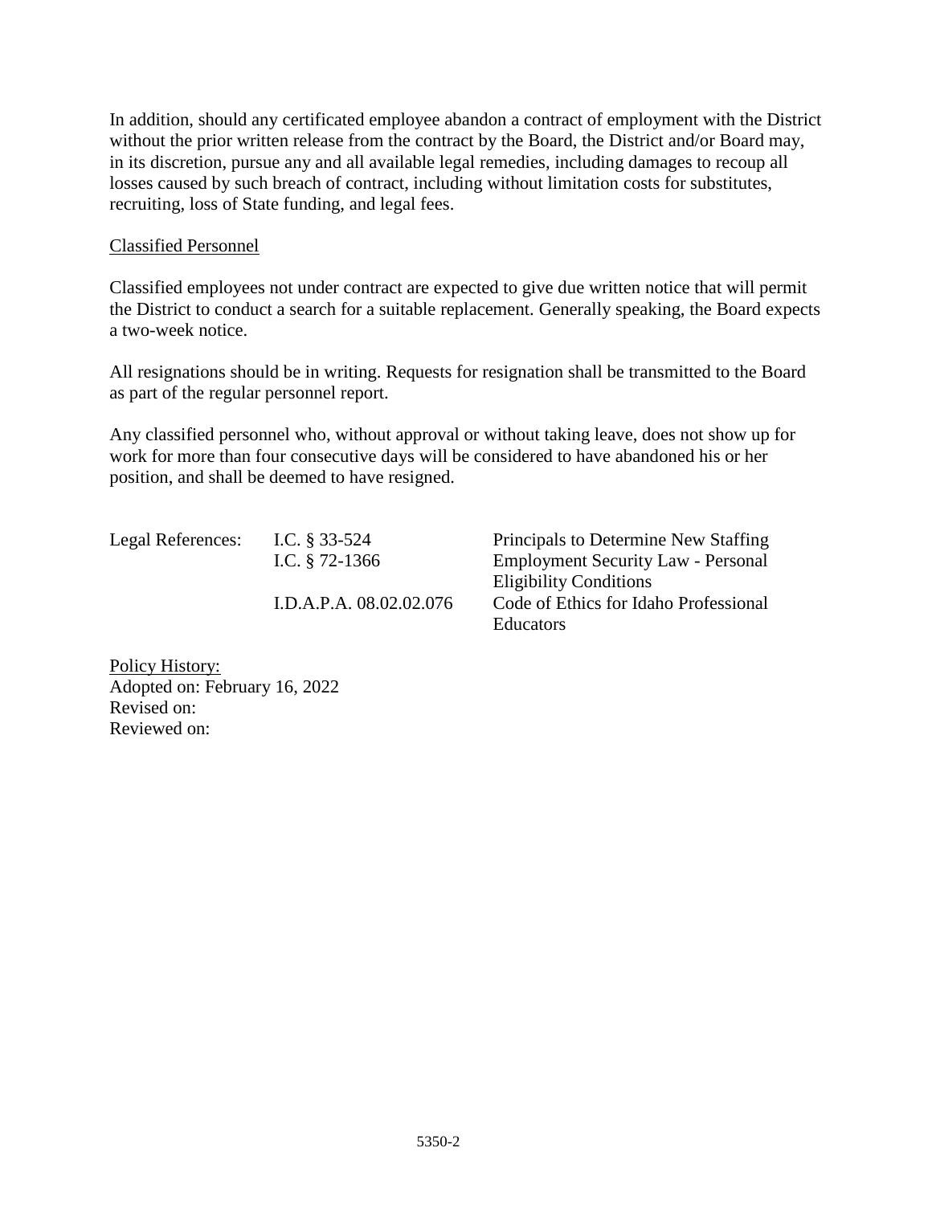In addition, should any certificated employee abandon a contract of employment with the District without the prior written release from the contract by the Board, the District and/or Board may, in its discretion, pursue any and all available legal remedies, including damages to recoup all losses caused by such breach of contract, including without limitation costs for substitutes, recruiting, loss of State funding, and legal fees.

Classified Personnel

Classified employees not under contract are expected to give due written notice that will permit the District to conduct a search for a suitable replacement. Generally speaking, the Board expects a two-week notice.

All resignations should be in writing. Requests for resignation shall be transmitted to the Board as part of the regular personnel report.

Any classified personnel who, without approval or without taking leave, does not show up for work for more than four consecutive days will be considered to have abandoned his or her position, and shall be deemed to have resigned.

| | | |
|---|---|---|
| Legal References: | I.C. § 33-524 | Principals to Determine New Staffing |
| | I.C. § 72-1366 | Employment Security Law - Personal Eligibility Conditions |
| | I.D.A.P.A. 08.02.02.076 | Code of Ethics for Idaho Professional Educators |

Policy History:
Adopted on: February 16, 2022
Revised on:
Reviewed on: